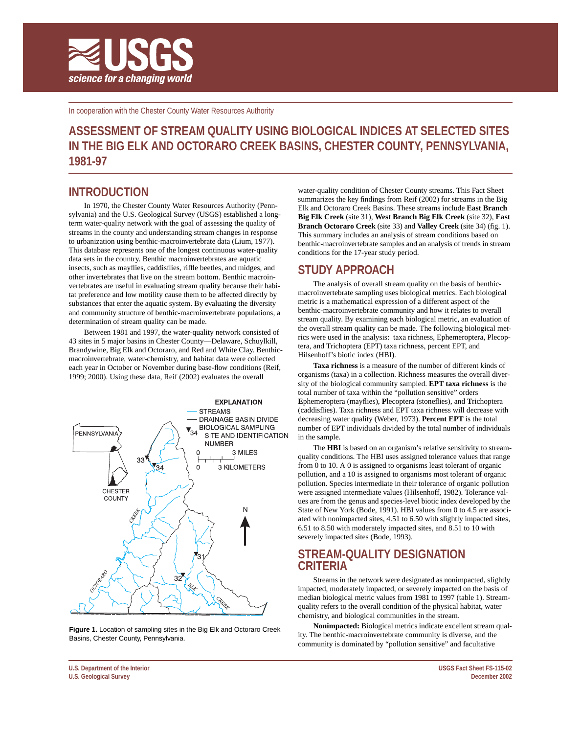In cooperation with the Chester County Water Resources Authority

# ASSESSMENT OF STREAM QUALITY USING BIOLOGICAL INDICES AT SELECTED SITES IN THE BIG ELK AND OCTORARO CREEK BASINS, CHESTER COUNTY, PENNSYLVANIA, 1981-97

## INTRODUCTION

In 1970, the Chester County Water Resources Authority (Pennsylvania) and the U.S. Geological Survey (USGS) established a long-term water-quality network with the goal of assessing the quality of streams in the county and understanding stream changes in response to urbanization using benthic-macroinvertebrate data (Lium, 1977). This database represents one of the longest continuous water-quality data sets in the country. Benthic macroinvertebrates are aquatic insects, such as mayflies, caddisflies, riffle beetles, and midges, and other invertebrates that live on the stream bottom. Benthic macroinvertebrates are useful in evaluating stream quality because their habitat preference and low motility cause them to be affected directly by substances that enter the aquatic system. By evaluating the diversity and community structure of benthic-macroinvertebrate populations, a determination of stream quality can be made.

Between 1981 and 1997, the water-quality network consisted of 43 sites in 5 major basins in Chester County—Delaware, Schuylkill, Brandywine, Big Elk and Octoraro, and Red and White Clay. Benthic-macroinvertebrate, water-chemistry, and habitat data were collected each year in October or November during base-flow conditions (Reif, 1999; 2000). Using these data, Reif (2002) evaluates the overall water-quality condition of Chester County streams. This Fact Sheet summarizes the key findings from Reif (2002) for streams in the Big Elk and Octoraro Creek Basins. These streams include **East Branch Big Elk Creek** (site 31), **West Branch Big Elk Creek** (site 32), **East Branch Octoraro Creek** (site 33) and **Valley Creek** (site 34) (fig. 1). This summary includes an analysis of stream conditions based on benthic-macroinvertebrate samples and an analysis of trends in stream conditions for the 17-year study period.

**Figure 1.** Location of sampling sites in the Big Elk and Octoraro Creek Basins, Chester County, Pennsylvania.

## STUDY APPROACH

The analysis of overall stream quality on the basis of benthic-macroinvertebrate sampling uses biological metrics. Each biological metric is a mathematical expression of a different aspect of the benthic-macroinvertebrate community and how it relates to overall stream quality. By examining each biological metric, an evaluation of the overall stream quality can be made. The following biological metrics were used in the analysis: taxa richness, Ephemeroptera, Plecoptera, and Trichoptera (EPT) taxa richness, percent EPT, and Hilsenhoff's biotic index (HBI).

**Taxa richness** is a measure of the number of different kinds of organisms (taxa) in a collection. Richness measures the overall diversity of the biological community sampled. **EPT taxa richness** is the total number of taxa within the "pollution sensitive" orders **E**phemeroptera (mayflies), **P**lecoptera (stoneflies), and **T**richoptera (caddisflies). Taxa richness and EPT taxa richness will decrease with decreasing water quality (Weber, 1973). **Percent EPT** is the total number of EPT individuals divided by the total number of individuals in the sample.

The **HBI** is based on an organism's relative sensitivity to stream-quality conditions. The HBI uses assigned tolerance values that range from 0 to 10. A 0 is assigned to organisms least tolerant of organic pollution, and a 10 is assigned to organisms most tolerant of organic pollution. Species intermediate in their tolerance of organic pollution were assigned intermediate values (Hilsenhoff, 1982). Tolerance values are from the genus and species-level biotic index developed by the State of New York (Bode, 1991). HBI values from 0 to 4.5 are associated with nonimpacted sites, 4.51 to 6.50 with slightly impacted sites, 6.51 to 8.50 with moderately impacted sites, and 8.51 to 10 with severely impacted sites (Bode, 1993).

## STREAM-QUALITY DESIGNATION CRITERIA

Streams in the network were designated as nonimpacted, slightly impacted, moderately impacted, or severely impacted on the basis of median biological metric values from 1981 to 1997 (table 1). Stream-quality refers to the overall condition of the physical habitat, water chemistry, and biological communities in the stream.

**Nonimpacted:** Biological metrics indicate excellent stream quality. The benthic-macroinvertebrate community is diverse, and the community is dominated by "pollution sensitive" and facultative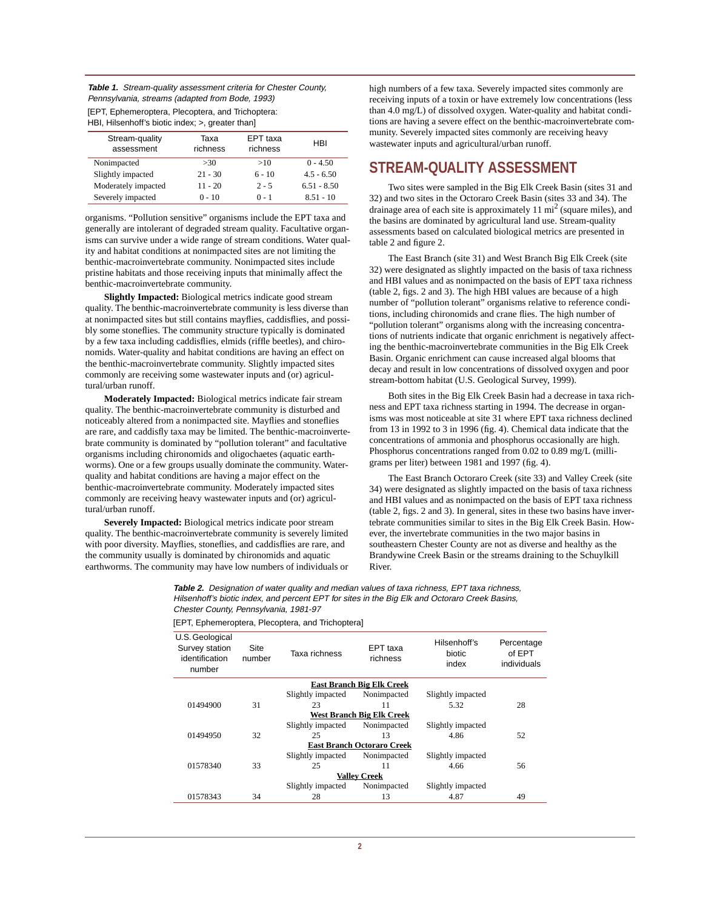**Table 1.** *Stream-quality assessment criteria for Chester County, Pennsylvania, streams (adapted from Bode, 1993)*

[EPT, Ephemeroptera, Plecoptera, and Trichoptera: HBI, Hilsenhoff's biotic index; >, greater than]

| Stream-quality assessment | Taxa richness | EPT taxa richness | HBI |
|---|---|---|---|
| Nonimpacted | >30 | >10 | 0 - 4.50 |
| Slightly impacted | 21 - 30 | 6 - 10 | 4.5 - 6.50 |
| Moderately impacted | 11 - 20 | 2 - 5 | 6.51 - 8.50 |
| Severely impacted | 0 - 10 | 0 - 1 | 8.51 - 10 |

organisms. "Pollution sensitive" organisms include the EPT taxa and generally are intolerant of degraded stream quality. Facultative organisms can survive under a wide range of stream conditions. Water quality and habitat conditions at nonimpacted sites are not limiting the benthic-macroinvertebrate community. Nonimpacted sites include pristine habitats and those receiving inputs that minimally affect the benthic-macroinvertebrate community.

**Slightly Impacted:** Biological metrics indicate good stream quality. The benthic-macroinvertebrate community is less diverse than at nonimpacted sites but still contains mayflies, caddisflies, and possibly some stoneflies. The community structure typically is dominated by a few taxa including caddisflies, elmids (riffle beetles), and chironomids. Water-quality and habitat conditions are having an effect on the benthic-macroinvertebrate community. Slightly impacted sites commonly are receiving some wastewater inputs and (or) agricultural/urban runoff.

**Moderately Impacted:** Biological metrics indicate fair stream quality. The benthic-macroinvertebrate community is disturbed and noticeably altered from a nonimpacted site. Mayflies and stoneflies are rare, and caddisfly taxa may be limited. The benthic-macroinvertebrate community is dominated by "pollution tolerant" and facultative organisms including chironomids and oligochaetes (aquatic earthworms). One or a few groups usually dominate the community. Water-quality and habitat conditions are having a major effect on the benthic-macroinvertebrate community. Moderately impacted sites commonly are receiving heavy wastewater inputs and (or) agricultural/urban runoff.

**Severely Impacted:** Biological metrics indicate poor stream quality. The benthic-macroinvertebrate community is severely limited with poor diversity. Mayflies, stoneflies, and caddisflies are rare, and the community usually is dominated by chironomids and aquatic earthworms. The community may have low numbers of individuals or high numbers of a few taxa. Severely impacted sites commonly are receiving inputs of a toxin or have extremely low concentrations (less than 4.0 mg/L) of dissolved oxygen. Water-quality and habitat conditions are having a severe effect on the benthic-macroinvertebrate community. Severely impacted sites commonly are receiving heavy wastewater inputs and agricultural/urban runoff.

## STREAM-QUALITY ASSESSMENT

Two sites were sampled in the Big Elk Creek Basin (sites 31 and 32) and two sites in the Octoraro Creek Basin (sites 33 and 34). The drainage area of each site is approximately 11 $mi^2$ (square miles), and the basins are dominated by agricultural land use. Stream-quality assessments based on calculated biological metrics are presented in table 2 and figure 2.

The East Branch (site 31) and West Branch Big Elk Creek (site 32) were designated as slightly impacted on the basis of taxa richness and HBI values and as nonimpacted on the basis of EPT taxa richness (table 2, figs. 2 and 3). The high HBI values are because of a high number of "pollution tolerant" organisms relative to reference conditions, including chironomids and crane flies. The high number of "pollution tolerant" organisms along with the increasing concentrations of nutrients indicate that organic enrichment is negatively affecting the benthic-macroinvertebrate communities in the Big Elk Creek Basin. Organic enrichment can cause increased algal blooms that decay and result in low concentrations of dissolved oxygen and poor stream-bottom habitat (U.S. Geological Survey, 1999).

Both sites in the Big Elk Creek Basin had a decrease in taxa richness and EPT taxa richness starting in 1994. The decrease in organisms was most noticeable at site 31 where EPT taxa richness declined from 13 in 1992 to 3 in 1996 (fig. 4). Chemical data indicate that the concentrations of ammonia and phosphorus occasionally are high. Phosphorus concentrations ranged from 0.02 to 0.89 mg/L (milligrams per liter) between 1981 and 1997 (fig. 4).

The East Branch Octoraro Creek (site 33) and Valley Creek (site 34) were designated as slightly impacted on the basis of taxa richness and HBI values and as nonimpacted on the basis of EPT taxa richness (table 2, figs. 2 and 3). In general, sites in these two basins have invertebrate communities similar to sites in the Big Elk Creek Basin. However, the invertebrate communities in the two major basins in southeastern Chester County are not as diverse and healthy as the Brandywine Creek Basin or the streams draining to the Schuylkill River.

**Table 2.** *Designation of water quality and median values of taxa richness, EPT taxa richness, Hilsenhoff's biotic index, and percent EPT for sites in the Big Elk and Octoraro Creek Basins, Chester County, Pennsylvania, 1981-97*

[EPT, Ephemeroptera, Plecoptera, and Trichoptera]

| U.S. Geological Survey station identification number | Site number | Taxa richness | EPT taxa richness | Hilsenhoff's biotic index | Percentage of EPT individuals |
|---|---|---|---|---|---|
| | | **East Branch Big Elk Creek** | | | |
| | | Slightly impacted | Nonimpacted | Slightly impacted | |
| 01494900 | 31 | 23 | 11 | 5.32 | 28 |
| | | **West Branch Big Elk Creek** | | | |
| | | Slightly impacted | Nonimpacted | Slightly impacted | |
| 01494950 | 32 | 25 | 13 | 4.86 | 52 |
| | | **East Branch Octoraro Creek** | | | |
| | | Slightly impacted | Nonimpacted | Slightly impacted | |
| 01578340 | 33 | 25 | 11 | 4.66 | 56 |
| | | **Valley Creek** | | | |
| | | Slightly impacted | Nonimpacted | Slightly impacted | |
| 01578343 | 34 | 28 | 13 | 4.87 | 49 |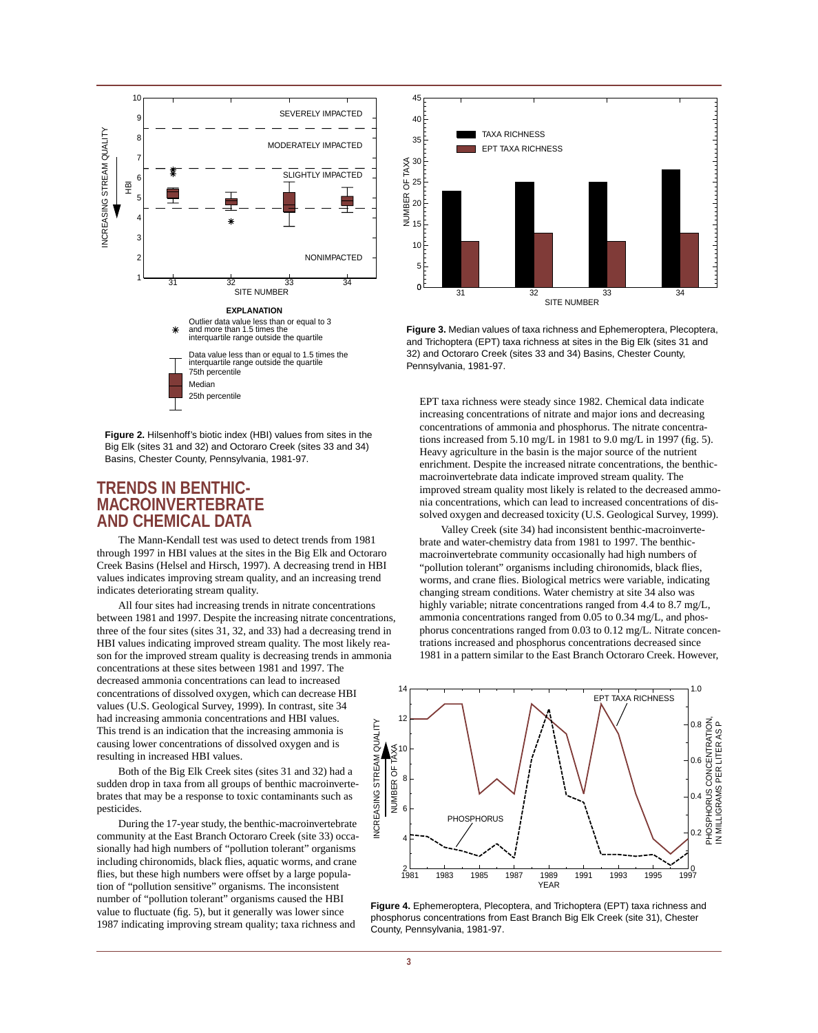**Figure 2.** Hilsenhoff's biotic index (HBI) values from sites in the Big Elk (sites 31 and 32) and Octoraro Creek (sites 33 and 34) Basins, Chester County, Pennsylvania, 1981-97.

**Figure 3.** Median values of taxa richness and Ephemeroptera, Plecoptera, and Trichoptera (EPT) taxa richness at sites in the Big Elk (sites 31 and 32) and Octoraro Creek (sites 33 and 34) Basins, Chester County, Pennsylvania, 1981-97.

## TRENDS IN BENTHIC-MACROINVERTEBRATE AND CHEMICAL DATA

The Mann-Kendall test was used to detect trends from 1981 through 1997 in HBI values at the sites in the Big Elk and Octoraro Creek Basins (Helsel and Hirsch, 1997). A decreasing trend in HBI values indicates improving stream quality, and an increasing trend indicates deteriorating stream quality.

All four sites had increasing trends in nitrate concentrations between 1981 and 1997. Despite the increasing nitrate concentrations, three of the four sites (sites 31, 32, and 33) had a decreasing trend in HBI values indicating improved stream quality. The most likely reason for the improved stream quality is decreasing trends in ammonia concentrations at these sites between 1981 and 1997. The decreased ammonia concentrations can lead to increased concentrations of dissolved oxygen, which can decrease HBI values (U.S. Geological Survey, 1999). In contrast, site 34 had increasing ammonia concentrations and HBI values. This trend is an indication that the increasing ammonia is causing lower concentrations of dissolved oxygen and is resulting in increased HBI values.

Both of the Big Elk Creek sites (sites 31 and 32) had a sudden drop in taxa from all groups of benthic macroinvertebrates that may be a response to toxic contaminants such as pesticides.

During the 17-year study, the benthic-macroinvertebrate community at the East Branch Octoraro Creek (site 33) occasionally had high numbers of "pollution tolerant" organisms including chironomids, black flies, aquatic worms, and crane flies, but these high numbers were offset by a large population of "pollution sensitive" organisms. The inconsistent number of "pollution tolerant" organisms caused the HBI value to fluctuate (fig. 5), but it generally was lower since 1987 indicating improving stream quality; taxa richness and EPT taxa richness were steady since 1982. Chemical data indicate increasing concentrations of nitrate and major ions and decreasing concentrations of ammonia and phosphorus. The nitrate concentrations increased from 5.10 mg/L in 1981 to 9.0 mg/L in 1997 (fig. 5). Heavy agriculture in the basin is the major source of the nutrient enrichment. Despite the increased nitrate concentrations, the benthic-macroinvertebrate data indicate improved stream quality. The improved stream quality most likely is related to the decreased ammonia concentrations, which can lead to increased concentrations of dissolved oxygen and decreased toxicity (U.S. Geological Survey, 1999).

Valley Creek (site 34) had inconsistent benthic-macroinvertebrate and water-chemistry data from 1981 to 1997. The benthic-macroinvertebrate community occasionally had high numbers of "pollution tolerant" organisms including chironomids, black flies, worms, and crane flies. Biological metrics were variable, indicating changing stream conditions. Water chemistry at site 34 also was highly variable; nitrate concentrations ranged from 4.4 to 8.7 mg/L, ammonia concentrations ranged from 0.05 to 0.34 mg/L, and phosphorus concentrations ranged from 0.03 to 0.12 mg/L. Nitrate concentrations increased and phosphorus concentrations decreased since 1981 in a pattern similar to the East Branch Octoraro Creek. However,

**Figure 4.** Ephemeroptera, Plecoptera, and Trichoptera (EPT) taxa richness and phosphorus concentrations from East Branch Big Elk Creek (site 31), Chester County, Pennsylvania, 1981-97.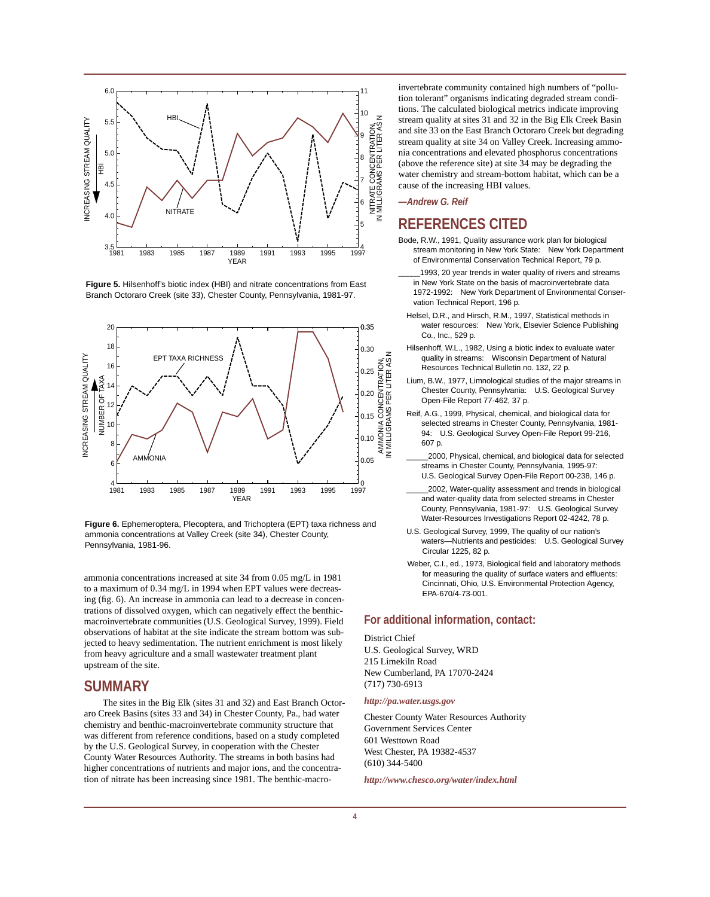6.0
5.5
5.0
4.5
4.0
3.5
INCREASING STREAM QUALITY
HBI
HBI
NITRATE
11
10
9
8
7
6
5
4
NITRATE CONCENTRATION, IN MILLIGRAMS PER LITER AS N
1981 1983 1985 1987 1989 1991 1993 1995 1997
YEAR

**Figure 5.** Hilsenhoff's biotic index (HBI) and nitrate concentrations from East Branch Octoraro Creek (site 33), Chester County, Pennsylvania, 1981-97.

20
18
16
14
12
10
8
6
4
INCREASING STREAM QUALITY
NUMBER OF TAXA
EPT TAXA RICHNESS
AMMONIA
0.35
0.30
0.25
0.20
0.15
0.10
0.05
0
AMMONIA CONCENTRATION, IN MILLIGRAMS PER LITER AS N
1981 1983 1985 1987 1989 1991 1993 1995 1997
YEAR

**Figure 6.** Ephemeroptera, Plecoptera, and Trichoptera (EPT) taxa richness and ammonia concentrations at Valley Creek (site 34), Chester County, Pennsylvania, 1981-96.

ammonia concentrations increased at site 34 from 0.05 mg/L in 1981 to a maximum of 0.34 mg/L in 1994 when EPT values were decreasing (fig. 6). An increase in ammonia can lead to a decrease in concentrations of dissolved oxygen, which can negatively effect the benthic-macroinvertebrate communities (U.S. Geological Survey, 1999). Field observations of habitat at the site indicate the stream bottom was subjected to heavy sedimentation. The nutrient enrichment is most likely from heavy agriculture and a small wastewater treatment plant upstream of the site.

## SUMMARY

The sites in the Big Elk (sites 31 and 32) and East Branch Octoraro Creek Basins (sites 33 and 34) in Chester County, Pa., had water chemistry and benthic-macroinvertebrate community structure that was different from reference conditions, based on a study completed by the U.S. Geological Survey, in cooperation with the Chester County Water Resources Authority. The streams in both basins had higher concentrations of nutrients and major ions, and the concentration of nitrate has been increasing since 1981. The benthic-macroinvertebrate community contained high numbers of "pollution tolerant" organisms indicating degraded stream conditions. The calculated biological metrics indicate improving stream quality at sites 31 and 32 in the Big Elk Creek Basin and site 33 on the East Branch Octoraro Creek but degrading stream quality at site 34 on Valley Creek. Increasing ammonia concentrations and elevated phosphorus concentrations (above the reference site) at site 34 may be degrading the water chemistry and stream-bottom habitat, which can be a cause of the increasing HBI values.

*—Andrew G. Reif*

## REFERENCES CITED

Bode, R.W., 1991, Quality assurance work plan for biological stream monitoring in New York State: New York Department of Environmental Conservation Technical Report, 79 p.

_____1993, 20 year trends in water quality of rivers and streams in New York State on the basis of macroinvertebrate data 1972-1992: New York Department of Environmental Conservation Technical Report, 196 p.

Helsel, D.R., and Hirsch, R.M., 1997, Statistical methods in water resources: New York, Elsevier Science Publishing Co., Inc., 529 p.

Hilsenhoff, W.L., 1982, Using a biotic index to evaluate water quality in streams: Wisconsin Department of Natural Resources Technical Bulletin no. 132, 22 p.

Lium, B.W., 1977, Limnological studies of the major streams in Chester County, Pennsylvania: U.S. Geological Survey Open-File Report 77-462, 37 p.

Reif, A.G., 1999, Physical, chemical, and biological data for selected streams in Chester County, Pennsylvania, 1981-94: U.S. Geological Survey Open-File Report 99-216, 607 p.

_____2000, Physical, chemical, and biological data for selected streams in Chester County, Pennsylvania, 1995-97: U.S. Geological Survey Open-File Report 00-238, 146 p.

_____2002, Water-quality assessment and trends in biological and water-quality data from selected streams in Chester County, Pennsylvania, 1981-97: U.S. Geological Survey Water-Resources Investigations Report 02-4242, 78 p.

U.S. Geological Survey, 1999, The quality of our nation's waters—Nutrients and pesticides: U.S. Geological Survey Circular 1225, 82 p.

Weber, C.I., ed., 1973, Biological field and laboratory methods for measuring the quality of surface waters and effluents: Cincinnati, Ohio, U.S. Environmental Protection Agency, EPA-670/4-73-001.

## For additional information, contact:

District Chief
U.S. Geological Survey, WRD
215 Limekiln Road
New Cumberland, PA 17070-2424
(717) 730-6913

*http://pa.water.usgs.gov*

Chester County Water Resources Authority
Government Services Center
601 Westtown Road
West Chester, PA 19382-4537
(610) 344-5400

*http://www.chesco.org/water/index.html*